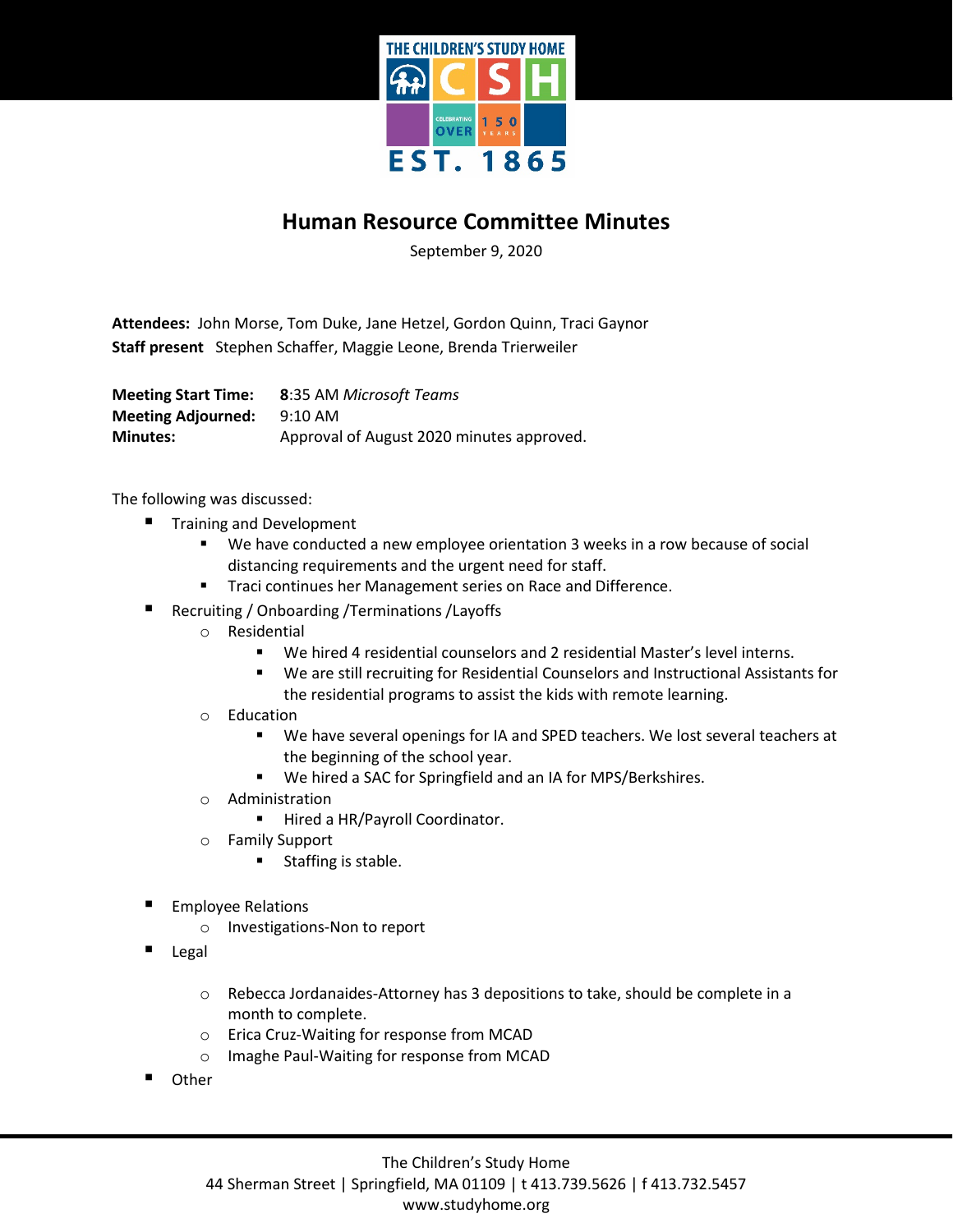# Human Resource Committee Minutes

September 9, 2020

**Attendees:** John Morse, Tom Duke, Jane Hetzel, Gordon Quinn, Traci Gaynor
**Staff present** Stephen Schaffer, Maggie Leone, Brenda Trierweiler

**Meeting Start Time:** **8**:35 AM *Microsoft Teams*
**Meeting Adjourned:** 9:10 AM
**Minutes:** Approval of August 2020 minutes approved.

The following was discussed:

- Training and Development
  - We have conducted a new employee orientation 3 weeks in a row because of social distancing requirements and the urgent need for staff.
  - Traci continues her Management series on Race and Difference.
- Recruiting / Onboarding /Terminations /Layoffs
  - Residential
    - We hired 4 residential counselors and 2 residential Master's level interns.
    - We are still recruiting for Residential Counselors and Instructional Assistants for the residential programs to assist the kids with remote learning.
  - Education
    - We have several openings for IA and SPED teachers. We lost several teachers at the beginning of the school year.
    - We hired a SAC for Springfield and an IA for MPS/Berkshires.
  - Administration
    - Hired a HR/Payroll Coordinator.
  - Family Support
    - Staffing is stable.
- Employee Relations
  - Investigations-Non to report
- Legal
  - Rebecca Jordanaides-Attorney has 3 depositions to take, should be complete in a month to complete.
  - Erica Cruz-Waiting for response from MCAD
  - Imaghe Paul-Waiting for response from MCAD
- Other

The Children's Study Home
44 Sherman Street | Springfield, MA 01109 | t 413.739.5626 | f 413.732.5457
www.studyhome.org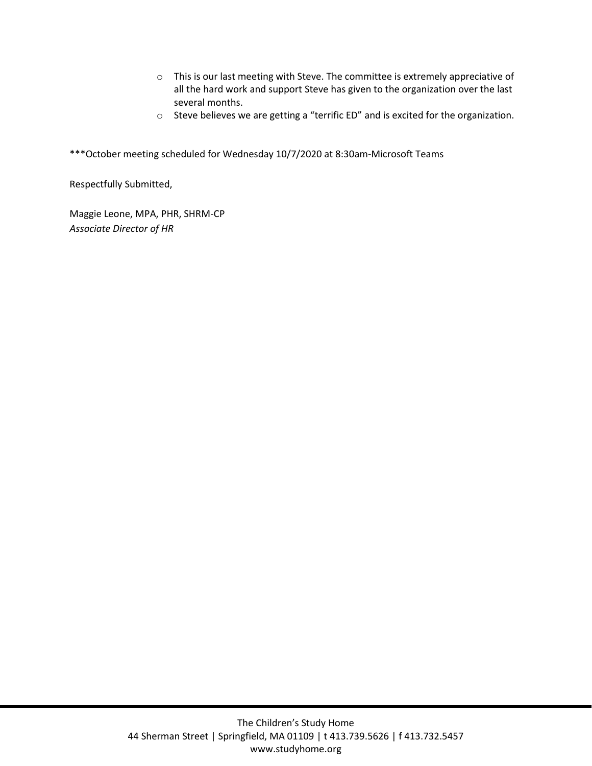- This is our last meeting with Steve. The committee is extremely appreciative of all the hard work and support Steve has given to the organization over the last several months.
- Steve believes we are getting a "terrific ED" and is excited for the organization.

***October meeting scheduled for Wednesday 10/7/2020 at 8:30am-Microsoft Teams

Respectfully Submitted,

Maggie Leone, MPA, PHR, SHRM-CP
*Associate Director of HR*